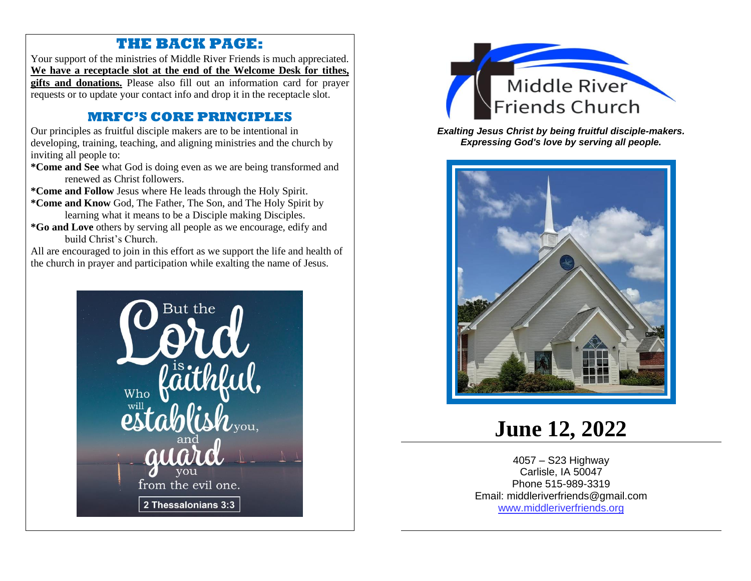## THE BACK PAGE:

Your support of the ministries of Middle River Friends is much appreciated. **We have a receptacle slot at the end of the Welcome Desk for tithes, gifts and donations.** Please also fill out an information card for prayer requests or to update your contact info and drop it in the receptacle slot.

## MRFC'S CORE PRINCIPLES

Our principles as fruitful disciple makers are to be intentional in developing, training, teaching, and aligning ministries and the church by inviting all people to:

***Come and See** what God is doing even as we are being transformed and renewed as Christ followers.

***Come and Follow** Jesus where He leads through the Holy Spirit.

***Come and Know** God, The Father, The Son, and The Holy Spirit by learning what it means to be a Disciple making Disciples.

***Go and Love** others by serving all people as we encourage, edify and build Christ's Church.

All are encouraged to join in this effort as we support the life and health of the church in prayer and participation while exalting the name of Jesus.

But the Lord is faithful, Who will establish you, and guard you from the evil one.

2 Thessalonians 3:3

# Middle River Friends Church

***Exalting Jesus Christ by being fruitful disciple-makers.***
***Expressing God's love by serving all people.***

# June 12, 2022

4057 – S23 Highway
Carlisle, IA 50047
Phone 515-989-3319
Email: middleriverfriends@gmail.com
www.middleriverfriends.org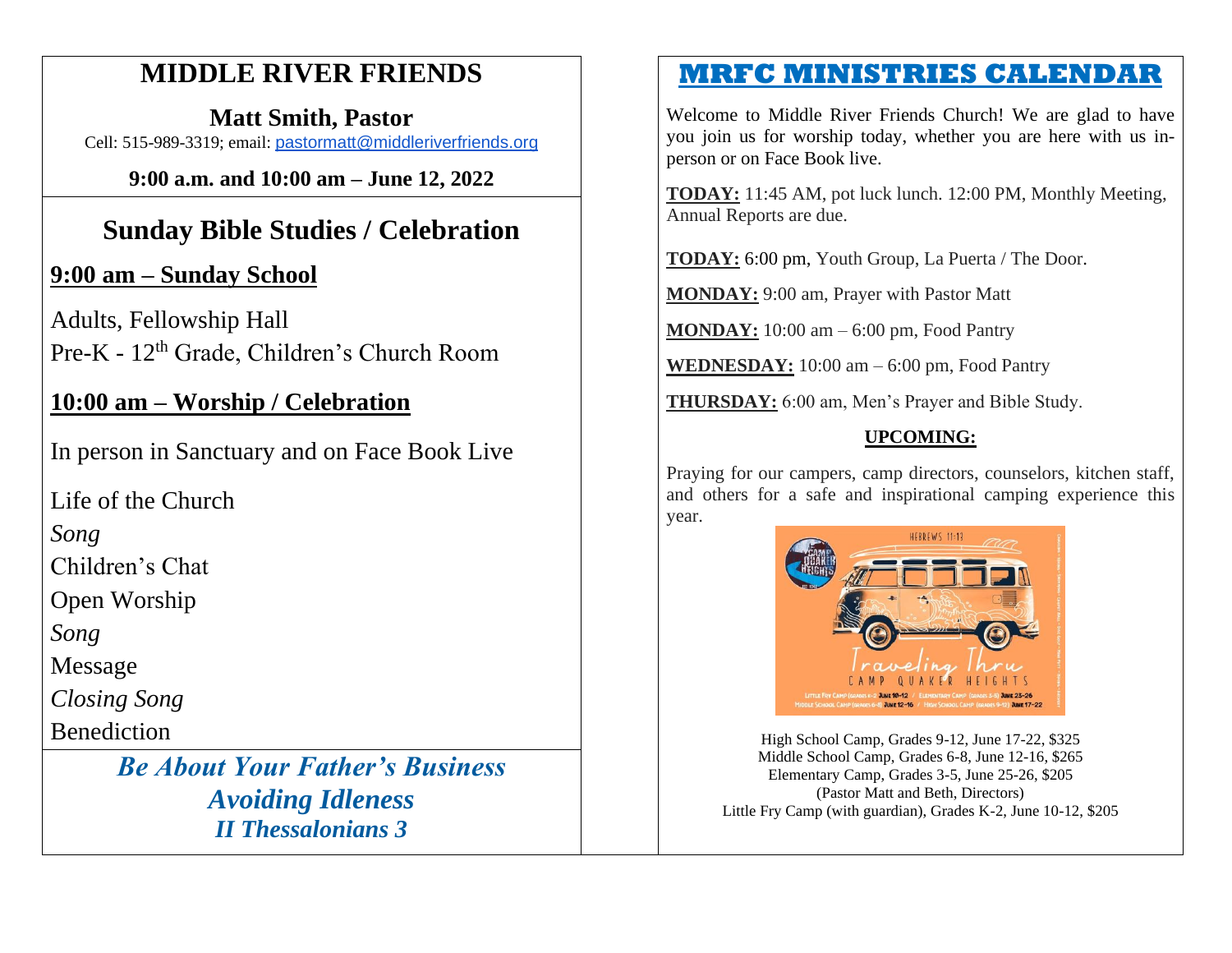# MIDDLE RIVER FRIENDS

## Matt Smith, Pastor

Cell: 515-989-3319; email: pastormatt@middleriverfriends.org

**9:00 a.m. and 10:00 am – June 12, 2022**

## Sunday Bible Studies / Celebration

### 9:00 am – Sunday School

Adults, Fellowship Hall
Pre-K - 12th Grade, Children's Church Room

### 10:00 am – Worship / Celebration

In person in Sanctuary and on Face Book Live

Life of the Church
*Song*
Children's Chat
Open Worship
*Song*
Message
*Closing Song*
Benediction

***Be About Your Father's Business***
***Avoiding Idleness***
***II Thessalonians 3***

# MRFC MINISTRIES CALENDAR

Welcome to Middle River Friends Church! We are glad to have you join us for worship today, whether you are here with us in-person or on Face Book live.

**TODAY:** 11:45 AM, pot luck lunch. 12:00 PM, Monthly Meeting, Annual Reports are due.

**TODAY:** 6:00 pm, Youth Group, La Puerta / The Door.

**MONDAY:** 9:00 am, Prayer with Pastor Matt

**MONDAY:** 10:00 am – 6:00 pm, Food Pantry

**WEDNESDAY:** 10:00 am – 6:00 pm, Food Pantry

**THURSDAY:** 6:00 am, Men's Prayer and Bible Study.

**UPCOMING:**

Praying for our campers, camp directors, counselors, kitchen staff, and others for a safe and inspirational camping experience this year.

High School Camp, Grades 9-12, June 17-22, $325
Middle School Camp, Grades 6-8, June 12-16, $265
Elementary Camp, Grades 3-5, June 25-26, $205
(Pastor Matt and Beth, Directors)
Little Fry Camp (with guardian), Grades K-2, June 10-12, $205